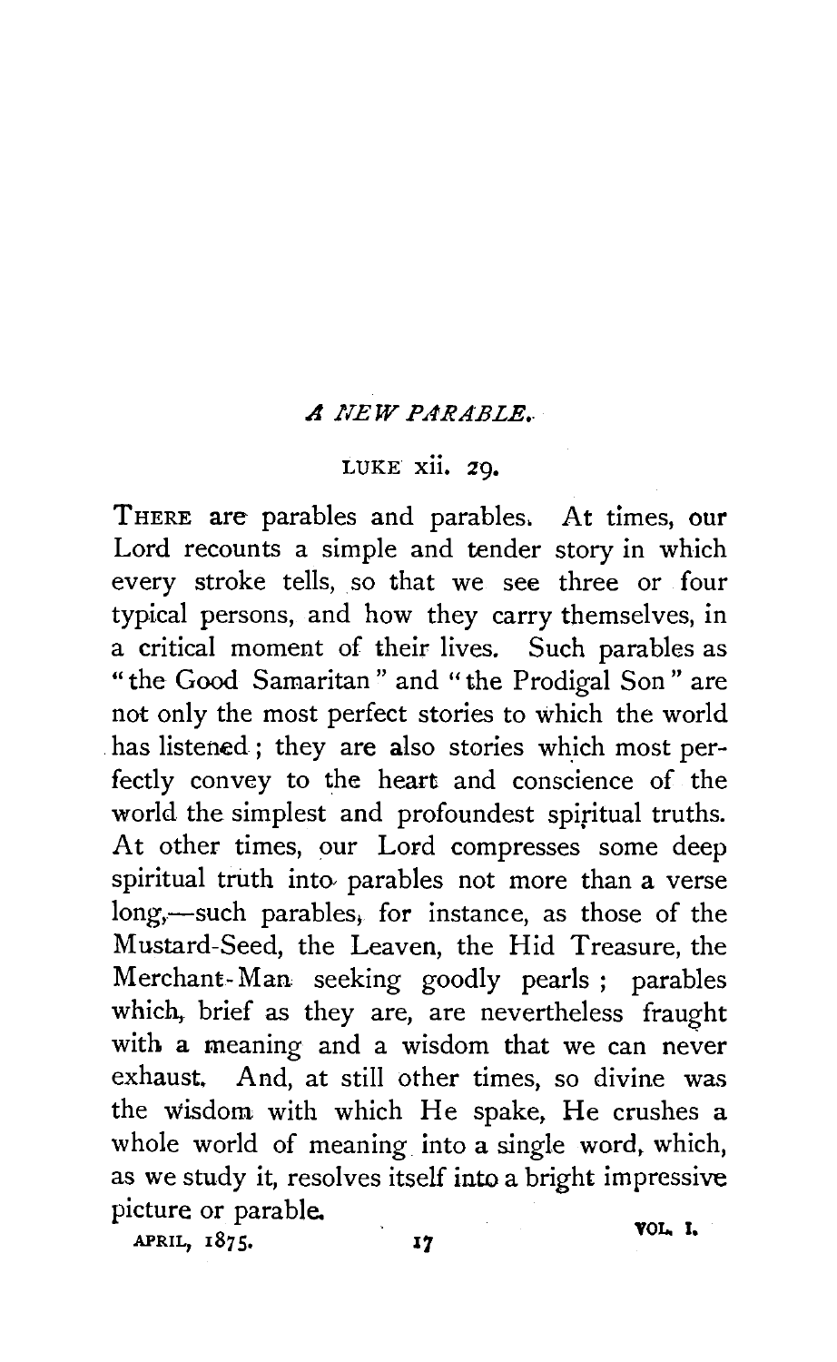## *A NEW PARABLE.*

LUKE xii. 29.

THERE are parables and parables. At times, our Lord recounts a simple and tender story in which every stroke tells, so that we see three or four typical persons, and how they carry themselves, in a critical moment of their lives. Such parables as "the Good Samaritan" and "the Prodigal Son" are not only the most perfect stories to which the world has listened; they are also stories which most perfectly convey to the heart and conscience of the world the simplest and profoundest spiritual truths. At other times, our Lord compresses some deep spiritual truth into parables not more than a verse long,—such parables, for instance, as those of the Mustard-Seed, the Leaven, the Hid Treasure, the Merchant-Man seeking goodly pearls; parables which, brief as they are, are nevertheless fraught with a meaning and a wisdom that we can never exhaust. And, at still other times, so divine was the wisdom with which He spake, He crushes a whole world of meaning into a single word, which, as we study it, resolves itself into a bright impressive picture or parable.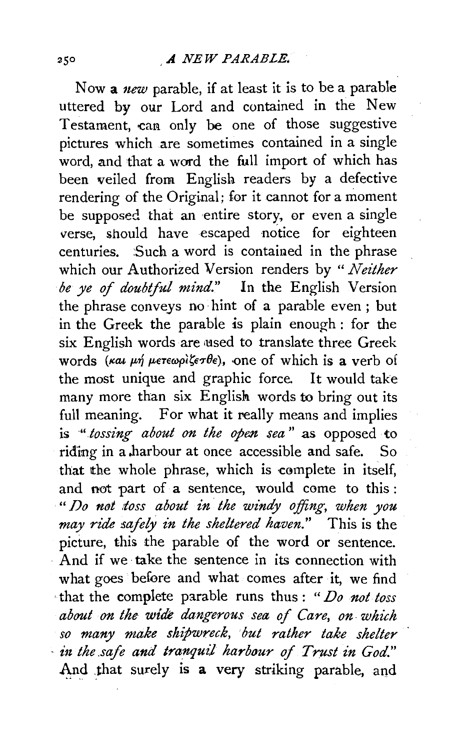Now a *new* parable, if at least it is to be a parable uttered by our Lord and contained in the New Testament, can only be one of those suggestive pictures which are sometimes contained in a single word, and that a word the full import of which has been veiled from English readers by a defective rendering of the Original; for it cannot for a moment be supposed that an entire story, or even a single verse, should have escaped notice for eighteen centuries. Such a word is contained in the phrase which our Authorized Version renders by "*Neither be ye of doubtful mind.*" In the English Version the phrase conveys no hint of a parable even; but in the Greek the parable is plain enough: for the six English words are used to translate three Greek words (καὶ μὴ μετεωρίζεσθε), one of which is a verb of the most unique and graphic force. It would take many more than six English words to bring out its full meaning. For what it really means and implies is "*tossing about on the open sea*" as opposed to riding in a harbour at once accessible and safe. So that the whole phrase, which is complete in itself, and not part of a sentence, would come to this: "*Do not toss about in the windy offing, when you may ride safely in the sheltered haven.*" This is the picture, this the parable of the word or sentence. And if we take the sentence in its connection with what goes before and what comes after it, we find that the complete parable runs thus: "*Do not toss about on the wide dangerous sea of Care, on which so many make shipwreck, but rather take shelter in the safe and tranquil harbour of Trust in God.*" And that surely is a very striking parable, and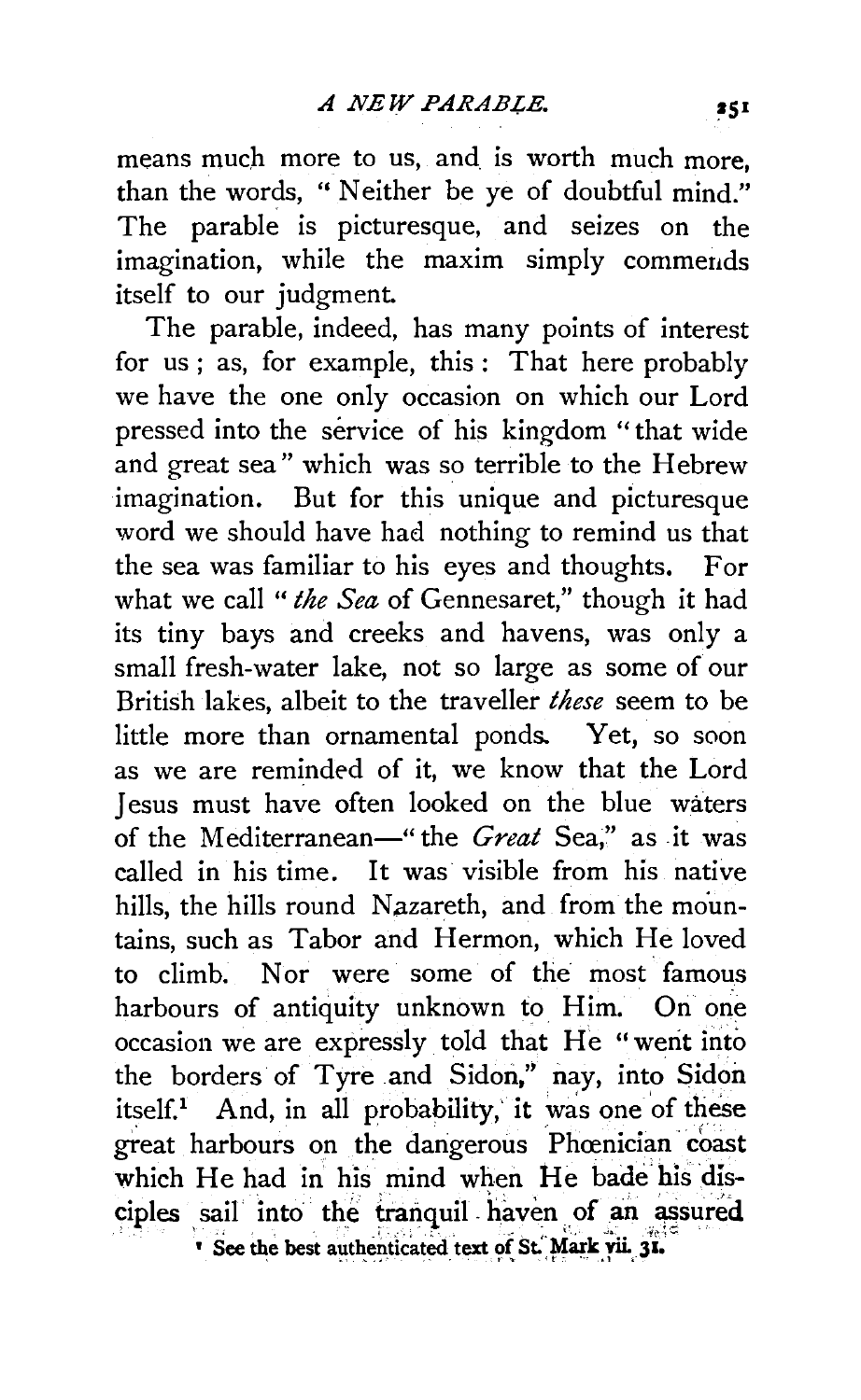means much more to us, and is worth much more, than the words, "Neither be ye of doubtful mind." The parable is picturesque, and seizes on the imagination, while the maxim simply commends itself to our judgment.

The parable, indeed, has many points of interest for us; as, for example, this: That here probably we have the one only occasion on which our Lord pressed into the service of his kingdom "that wide and great sea" which was so terrible to the Hebrew imagination. But for this unique and picturesque word we should have had nothing to remind us that the sea was familiar to his eyes and thoughts. For what we call "*the Sea* of Gennesaret," though it had its tiny bays and creeks and havens, was only a small fresh-water lake, not so large as some of our British lakes, albeit to the traveller *these* seem to be little more than ornamental ponds. Yet, so soon as we are reminded of it, we know that the Lord Jesus must have often looked on the blue waters of the Mediterranean—"the *Great* Sea," as it was called in his time. It was visible from his native hills, the hills round Nazareth, and from the mountains, such as Tabor and Hermon, which He loved to climb. Nor were some of the most famous harbours of antiquity unknown to Him. On one occasion we are expressly told that He "went into the borders of Tyre and Sidon," nay, into Sidon itself.[1] And, in all probability, it was one of these great harbours on the dangerous Phœnician coast which He had in his mind when He bade his disciples sail into the tranquil haven of an assured

[1] See the best authenticated text of St. Mark vii. 31.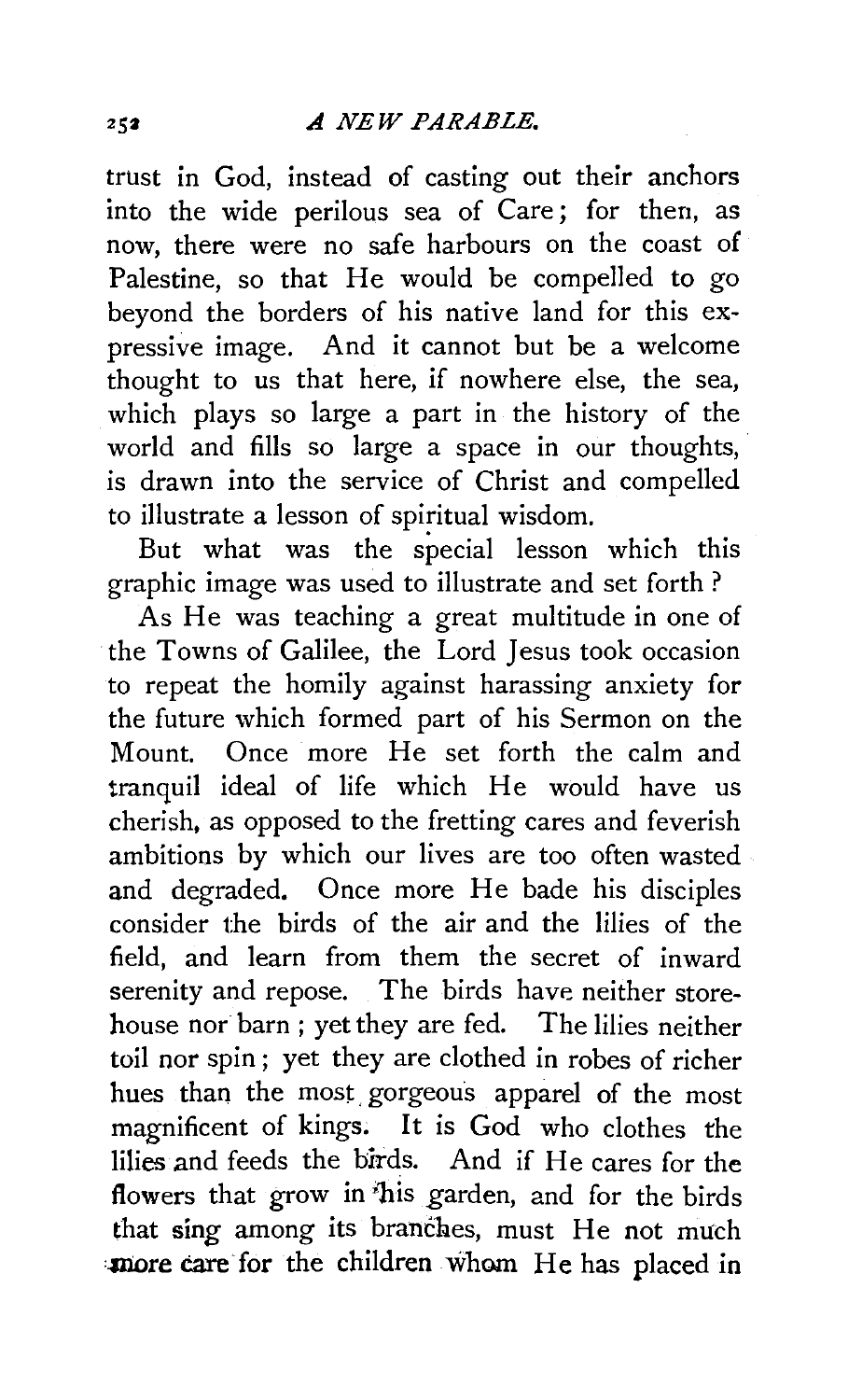trust in God, instead of casting out their anchors into the wide perilous sea of Care; for then, as now, there were no safe harbours on the coast of Palestine, so that He would be compelled to go beyond the borders of his native land for this expressive image. And it cannot but be a welcome thought to us that here, if nowhere else, the sea, which plays so large a part in the history of the world and fills so large a space in our thoughts, is drawn into the service of Christ and compelled to illustrate a lesson of spiritual wisdom.

But what was the special lesson which this graphic image was used to illustrate and set forth?

As He was teaching a great multitude in one of the Towns of Galilee, the Lord Jesus took occasion to repeat the homily against harassing anxiety for the future which formed part of his Sermon on the Mount. Once more He set forth the calm and tranquil ideal of life which He would have us cherish, as opposed to the fretting cares and feverish ambitions by which our lives are too often wasted and degraded. Once more He bade his disciples consider the birds of the air and the lilies of the field, and learn from them the secret of inward serenity and repose. The birds have neither storehouse nor barn; yet they are fed. The lilies neither toil nor spin; yet they are clothed in robes of richer hues than the most gorgeous apparel of the most magnificent of kings. It is God who clothes the lilies and feeds the birds. And if He cares for the flowers that grow in his garden, and for the birds that sing among its branches, must He not much more care for the children whom He has placed in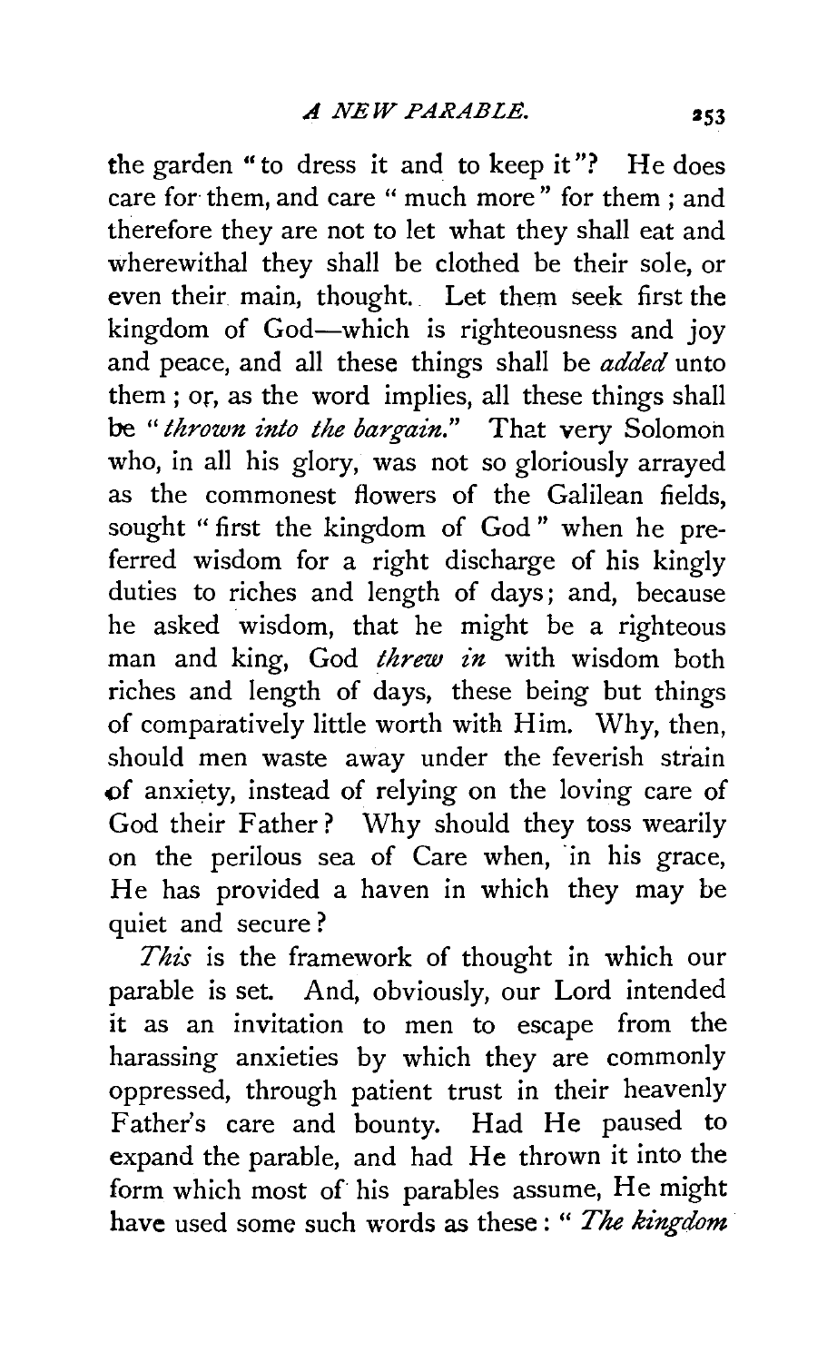the garden "to dress it and to keep it"? He does care for them, and care "much more" for them; and therefore they are not to let what they shall eat and wherewithal they shall be clothed be their sole, or even their main, thought. Let them seek first the kingdom of God—which is righteousness and joy and peace, and all these things shall be *added* unto them; or, as the word implies, all these things shall be "*thrown into the bargain.*" That very Solomon who, in all his glory, was not so gloriously arrayed as the commonest flowers of the Galilean fields, sought "first the kingdom of God" when he preferred wisdom for a right discharge of his kingly duties to riches and length of days; and, because he asked wisdom, that he might be a righteous man and king, God *threw in* with wisdom both riches and length of days, these being but things of comparatively little worth with Him. Why, then, should men waste away under the feverish strain of anxiety, instead of relying on the loving care of God their Father? Why should they toss wearily on the perilous sea of Care when, in his grace, He has provided a haven in which they may be quiet and secure?

*This* is the framework of thought in which our parable is set. And, obviously, our Lord intended it as an invitation to men to escape from the harassing anxieties by which they are commonly oppressed, through patient trust in their heavenly Father's care and bounty. Had He paused to expand the parable, and had He thrown it into the form which most of his parables assume, He might have used some such words as these: "*The kingdom*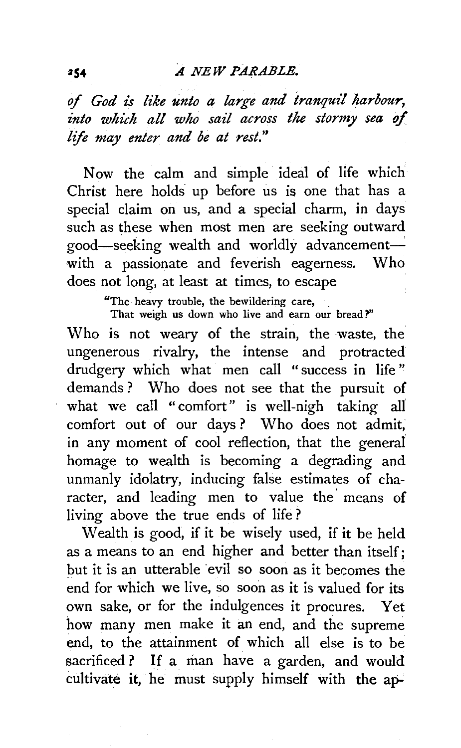*of God is like unto a large and tranquil harbour, into which all who sail across the stormy sea of life may enter and be at rest."*

Now the calm and simple ideal of life which Christ here holds up before us is one that has a special claim on us, and a special charm, in days such as these when most men are seeking outward good—seeking wealth and worldly advancement—with a passionate and feverish eagerness. Who does not long, at least at times, to escape

> "The heavy trouble, the bewildering care,
> That weigh us down who live and earn our bread?"

Who is not weary of the strain, the waste, the ungenerous rivalry, the intense and protracted drudgery which what men call "success in life" demands? Who does not see that the pursuit of what we call "comfort" is well-nigh taking all comfort out of our days? Who does not admit, in any moment of cool reflection, that the general homage to wealth is becoming a degrading and unmanly idolatry, inducing false estimates of character, and leading men to value the means of living above the true ends of life?

Wealth is good, if it be wisely used, if it be held as a means to an end higher and better than itself; but it is an utterable evil so soon as it becomes the end for which we live, so soon as it is valued for its own sake, or for the indulgences it procures. Yet how many men make it an end, and the supreme end, to the attainment of which all else is to be sacrificed? If a man have a garden, and would cultivate it, he must supply himself with the ap-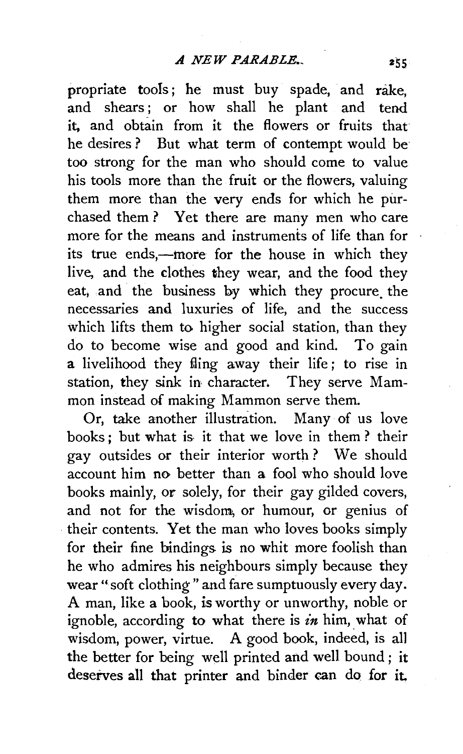propriate tools; he must buy spade, and rake, and shears; or how shall he plant and tend it, and obtain from it the flowers or fruits that he desires? But what term of contempt would be too strong for the man who should come to value his tools more than the fruit or the flowers, valuing them more than the very ends for which he purchased them? Yet there are many men who care more for the means and instruments of life than for its true ends,—more for the house in which they live, and the clothes they wear, and the food they eat, and the business by which they procure the necessaries and luxuries of life, and the success which lifts them to higher social station, than they do to become wise and good and kind. To gain a livelihood they fling away their life; to rise in station, they sink in character. They serve Mammon instead of making Mammon serve them.

Or, take another illustration. Many of us love books; but what is it that we love in them? their gay outsides or their interior worth? We should account him no better than a fool who should love books mainly, or solely, for their gay gilded covers, and not for the wisdom, or humour, or genius of their contents. Yet the man who loves books simply for their fine bindings is no whit more foolish than he who admires his neighbours simply because they wear "soft clothing" and fare sumptuously every day. A man, like a book, is worthy or unworthy, noble or ignoble, according to what there is *in* him, what of wisdom, power, virtue. A good book, indeed, is all the better for being well printed and well bound; it deserves all that printer and binder can do for it.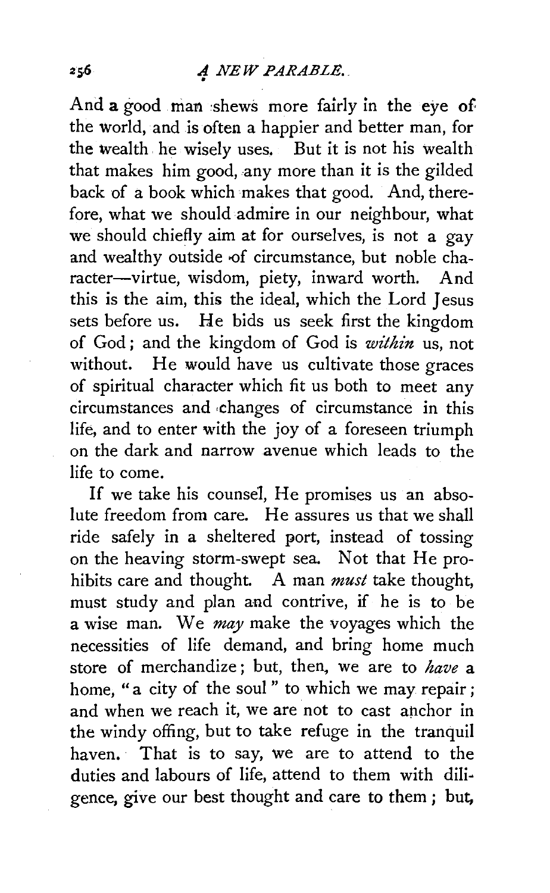And a good man shews more fairly in the eye of the world, and is often a happier and better man, for the wealth he wisely uses. But it is not his wealth that makes him good, any more than it is the gilded back of a book which makes that good. And, therefore, what we should admire in our neighbour, what we should chiefly aim at for ourselves, is not a gay and wealthy outside of circumstance, but noble character—virtue, wisdom, piety, inward worth. And this is the aim, this the ideal, which the Lord Jesus sets before us. He bids us seek first the kingdom of God; and the kingdom of God is *within* us, not without. He would have us cultivate those graces of spiritual character which fit us both to meet any circumstances and changes of circumstance in this life, and to enter with the joy of a foreseen triumph on the dark and narrow avenue which leads to the life to come.

If we take his counsel, He promises us an absolute freedom from care. He assures us that we shall ride safely in a sheltered port, instead of tossing on the heaving storm-swept sea. Not that He prohibits care and thought. A man *must* take thought, must study and plan and contrive, if he is to be a wise man. We *may* make the voyages which the necessities of life demand, and bring home much store of merchandize; but, then, we are to *have* a home, "a city of the soul" to which we may repair; and when we reach it, we are not to cast anchor in the windy offing, but to take refuge in the tranquil haven. That is to say, we are to attend to the duties and labours of life, attend to them with diligence, give our best thought and care to them; but,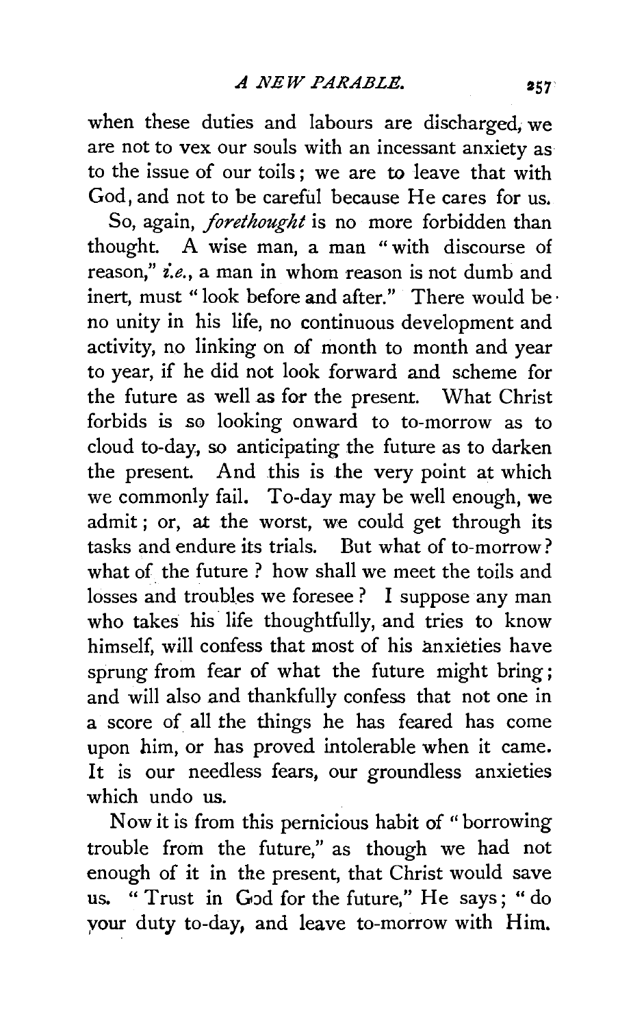when these duties and labours are discharged, we are not to vex our souls with an incessant anxiety as to the issue of our toils; we are to leave that with God, and not to be careful because He cares for us.

So, again, *forethought* is no more forbidden than thought. A wise man, a man "with discourse of reason," *i.e.*, a man in whom reason is not dumb and inert, must "look before and after." There would be no unity in his life, no continuous development and activity, no linking on of month to month and year to year, if he did not look forward and scheme for the future as well as for the present. What Christ forbids is so looking onward to to-morrow as to cloud to-day, so anticipating the future as to darken the present. And this is the very point at which we commonly fail. To-day may be well enough, we admit; or, at the worst, we could get through its tasks and endure its trials. But what of to-morrow? what of the future? how shall we meet the toils and losses and troubles we foresee? I suppose any man who takes his life thoughtfully, and tries to know himself, will confess that most of his anxieties have sprung from fear of what the future might bring; and will also and thankfully confess that not one in a score of all the things he has feared has come upon him, or has proved intolerable when it came. It is our needless fears, our groundless anxieties which undo us.

Now it is from this pernicious habit of "borrowing trouble from the future," as though we had not enough of it in the present, that Christ would save us. "Trust in God for the future," He says; "do your duty to-day, and leave to-morrow with Him.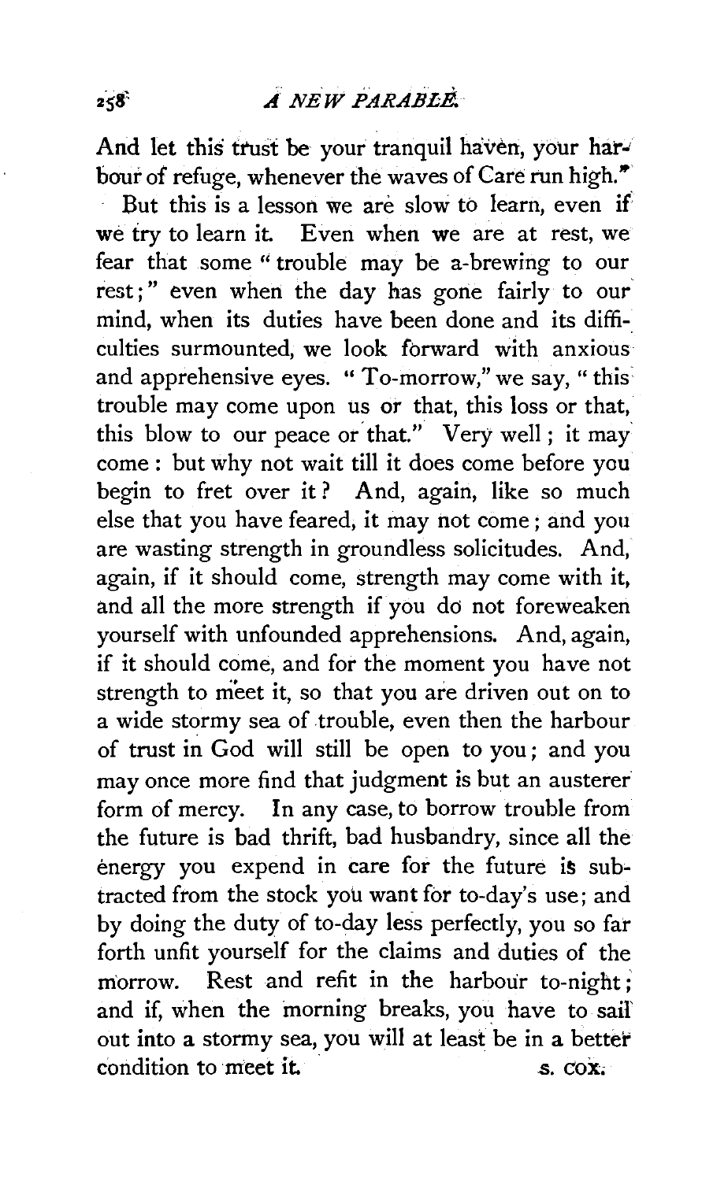And let this trust be your tranquil haven, your harbour of refuge, whenever the waves of Care run high."

But this is a lesson we are slow to learn, even if we try to learn it. Even when we are at rest, we fear that some "trouble may be a-brewing to our rest;" even when the day has gone fairly to our mind, when its duties have been done and its difficulties surmounted, we look forward with anxious and apprehensive eyes. "To-morrow," we say, "this trouble may come upon us or that, this loss or that, this blow to our peace or that." Very well; it may come: but why not wait till it does come before you begin to fret over it? And, again, like so much else that you have feared, it may not come; and you are wasting strength in groundless solicitudes. And, again, if it should come, strength may come with it, and all the more strength if you do not foreweaken yourself with unfounded apprehensions. And, again, if it should come, and for the moment you have not strength to meet it, so that you are driven out on to a wide stormy sea of trouble, even then the harbour of trust in God will still be open to you; and you may once more find that judgment is but an austerer form of mercy. In any case, to borrow trouble from the future is bad thrift, bad husbandry, since all the energy you expend in care for the future is subtracted from the stock you want for to-day's use; and by doing the duty of to-day less perfectly, you so far forth unfit yourself for the claims and duties of the morrow. Rest and refit in the harbour to-night; and if, when the morning breaks, you have to sail out into a stormy sea, you will at least be in a better condition to meet it.

S. COX.